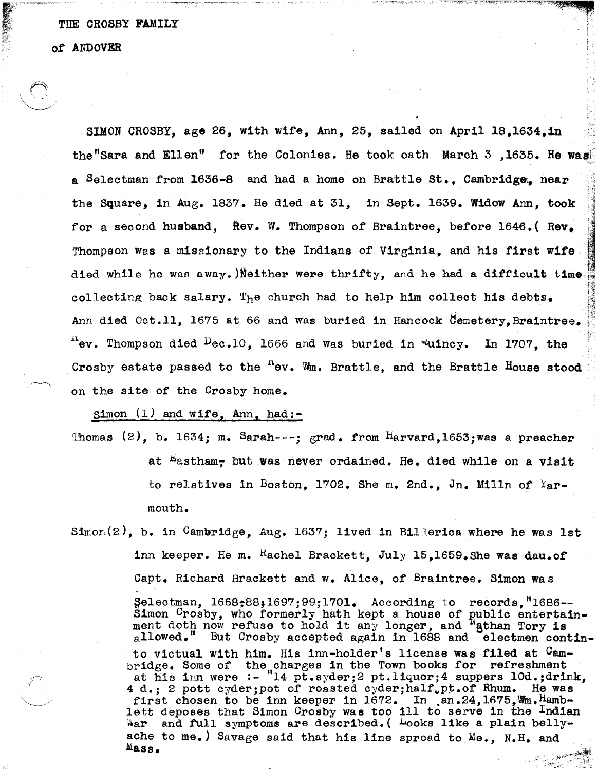THE CROSBY FAMILY

of ANDOVER

SIMON CROSBY, age 26, with wife, Ann, 25, sailed on April 18,1634,in the"Sara and Ellen" for the Colonies. He took oath March 3 ,1635. He was a Selectman from 1636-8 and had a home on Brattle St., Cambridge, near the Square, in Aug. 1837. He died at 31, in Sept. 1639. Widow Ann, took for a second husband, Rev. W. Thompson of Braintree, before 1646.( Rev. Thompson was a missionary to the Indians of Virginia, and his first wife died while he was away.)Neither were thrifty, and he had a difficult time collecting back salary. The church had to help him collect his debts. Ann died Oct.11, 1675 at 66 and was buried in Hancock Cemetery,Braintree. Rev. Thompson died Dec.10, 1666 and was buried in Quincy. In 1707, the Crosby estate passed to the Rev. Wm. Brattle, and the Brattle House stood on the site of the Crosby home.

Simon (1) and wife, Ann, had:-

Thomas (2), b. 1634; m. Sarah---; grad. from Harvard,1653;was a preacher at Eastham, but was never ordained. He. died while on a visit to relatives in Boston, 1702. She m. 2nd., Jn. Milln of Yarmouth.

Simon(2), b. in Cambridge, Aug. 1637; lived in Billerica where he was 1st inn keeper. He m. Rachel Brackett, July 15,1659.She was dau.of Capt. Richard Brackett and w. Alice, of Braintree. Simon was Selectman, 1668-88;1697;99;1701. According to records,"1686-- Simon Crosby, who formerly hath kept a house of public entertainment doth now refuse to hold it any longer, and Nathan Tory is allowed." But Crosby accepted again in 1688 and electmen contin- to victual with him. His inn-holder's license was filed at Cambridge. Some of the charges in the Town books for refreshment at his inn were :- "14 pt.syder;2 pt.liquor;4 suppers 10d.;drink, 4 d.; 2 pott cyder;pot of roasted cyder;half.pt.of Rhum. He was first chosen to be inn keeper in 1672. In Jan.24,1675,Wm.Hamblett deposes that Simon Crosby was too ill to serve in the Indian War and full symptoms are described.( Looks like a plain bellyache to me.) Savage said that his line spread to Me., N.H. and Mass.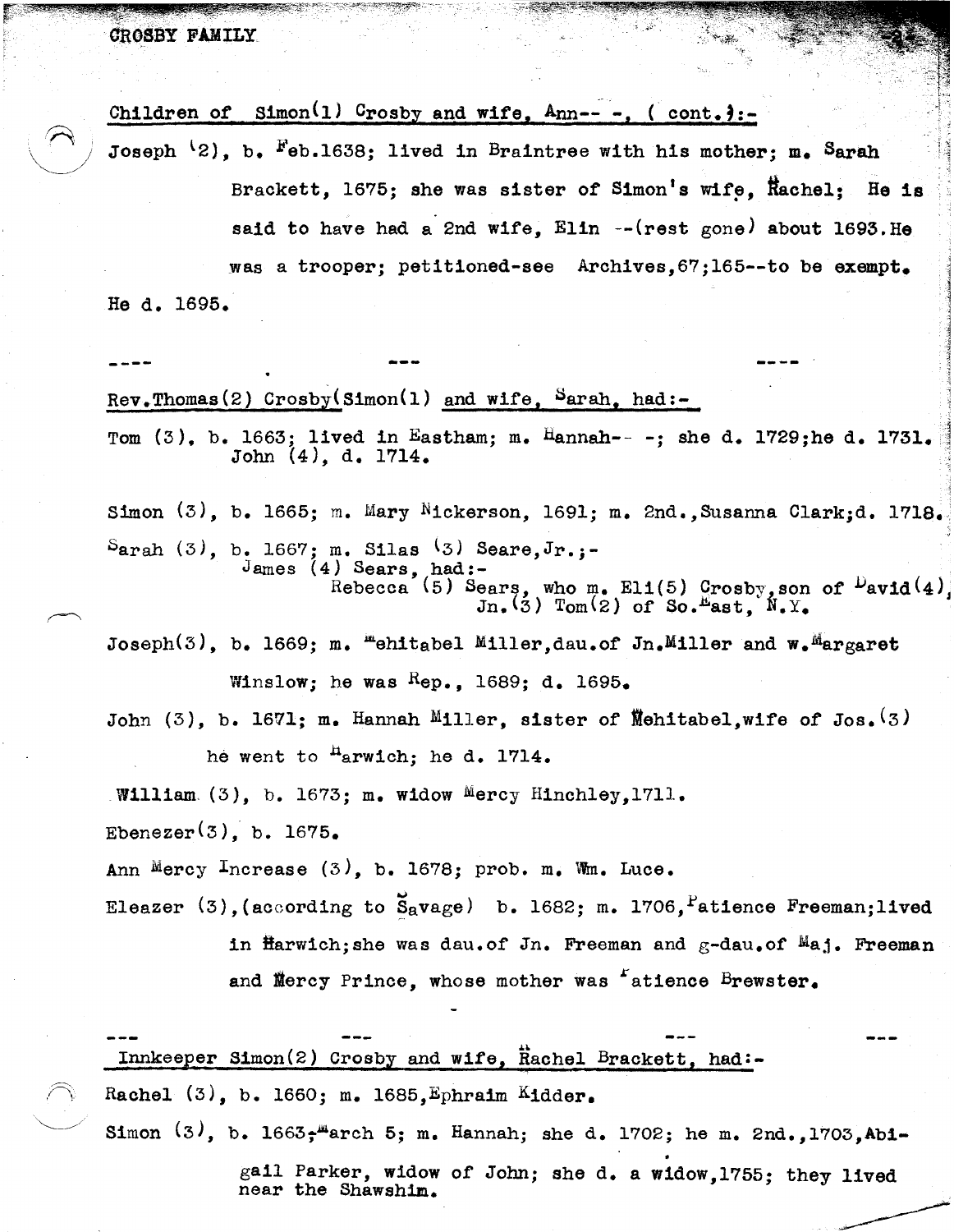CROSBY FAMILY

Children of Simon(1) Crosby and wife, Ann-- -, ( cont.):-

Joseph (2), b. Feb.1638; lived in Braintree with his mother; m. Sarah Brackett, 1675; she was sister of Simon's wife, Rachel; He is said to have had a 2nd wife, Elin --(rest gone) about 1693. He was a trooper; petitioned-see Archives,67;165--to be exempt. He d. 1695.

---- --- ----

Rev.Thomas(2) Crosby(Simon(1) and wife, Sarah, had:-

Tom (3), b. 1663; lived in Eastham; m. Hannah-- -; she d. 1729;he d. 1731.
John (4), d. 1714.

Simon (3), b. 1665; m. Mary Nickerson, 1691; m. 2nd.,Susanna Clark;d. 1718.

Sarah (3), b. 1667; m. Silas (3) Seare,Jr.;-
James (4) Sears, had:-
Rebecca (5) Sears, who m. Eli(5) Crosby,son of David(4), Jn.(3) Tom(2) of So.East, N.Y.

Joseph(3), b. 1669; m. Mehitabel Miller,dau.of Jn.Miller and w.Margaret Winslow; he was Rep., 1689; d. 1695.

John (3), b. 1671; m. Hannah Miller, sister of Mehitabel,wife of Jos.(3) he went to Harwich; he d. 1714.

William (3), b. 1673; m. widow Mercy Hinchley,1711.

Ebenezer(3), b. 1675.

Ann Mercy Increase (3), b. 1678; prob. m. Wm. Luce.

Eleazer (3),(according to Savage) b. 1682; m. 1706,Patience Freeman;lived in Harwich;she was dau.of Jn. Freeman and g-dau.of Maj. Freeman and Mercy Prince, whose mother was Patience Brewster.

--- --- --- ---

Innkeeper Simon(2) Crosby and wife, Rachel Brackett, had:-

Rachel (3), b. 1660; m. 1685,Ephraim Kidder.

Simon (3), b. 1663;-March 5; m. Hannah; she d. 1702; he m. 2nd.,1703,Abigail Parker, widow of John; she d. a widow,1755; they lived near the Shawshim.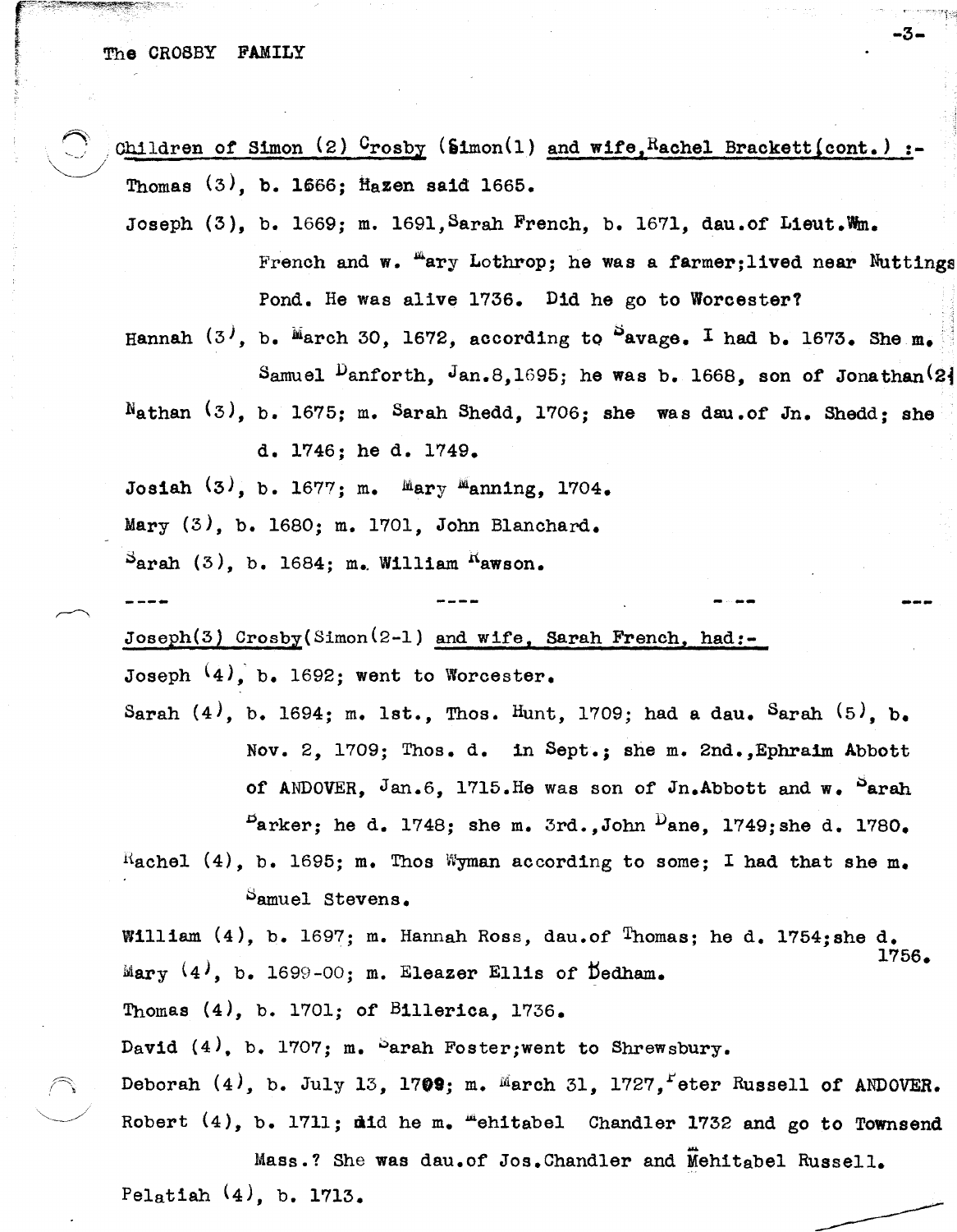Children of Simon (2) Crosby (Simon(1) and wife, Rachel Brackett(cont.) :-

Thomas (3), b. 1666; Hazen said 1665.

Joseph (3), b. 1669; m. 1691, Sarah French, b. 1671, dau. of Lieut. Wm. French and w. Mary Lothrop; he was a farmer; lived near Nuttings Pond. He was alive 1736. Did he go to Worcester?

Hannah (3), b. March 30, 1672, according to Savage. I had b. 1673. She m. Samuel Danforth, Jan. 8, 1695; he was b. 1668, son of Jonathan(2)

Nathan (3), b. 1675; m. Sarah Shedd, 1706; she was dau. of Jn. Shedd; she d. 1746; he d. 1749.

Josiah (3), b. 1677; m. Mary Manning, 1704.

Mary (3), b. 1680; m. 1701, John Blanchard.

Sarah (3), b. 1684; m. William Rawson.

---- ---- --- ---

Joseph(3) Crosby(Simon(2-1) and wife, Sarah French, had:-

Joseph (4), b. 1692; went to Worcester.

Sarah (4), b. 1694; m. 1st., Thos. Hunt, 1709; had a dau. Sarah (5), b. Nov. 2, 1709; Thos. d. in Sept.; she m. 2nd., Ephraim Abbott of ANDOVER, Jan. 6, 1715. He was son of Jn. Abbott and w. Sarah Barker; he d. 1748; she m. 3rd., John Dane, 1749; she d. 1780.

Rachel (4), b. 1695; m. Thos Wyman according to some; I had that she m. Samuel Stevens.

William (4), b. 1697; m. Hannah Ross, dau. of Thomas; he d. 1754; she d. 1756.

Mary (4), b. 1699-00; m. Eleazer Ellis of Dedham.

Thomas (4), b. 1701; of Billerica, 1736.

David (4), b. 1707; m. Sarah Foster; went to Shrewsbury.

Deborah (4), b. July 13, 1709; m. March 31, 1727, Peter Russell of ANDOVER.

Robert (4), b. 1711; did he m. Mehitabel Chandler 1732 and go to Townsend Mass.? She was dau. of Jos. Chandler and Mehitabel Russell.

Pelatiah (4), b. 1713.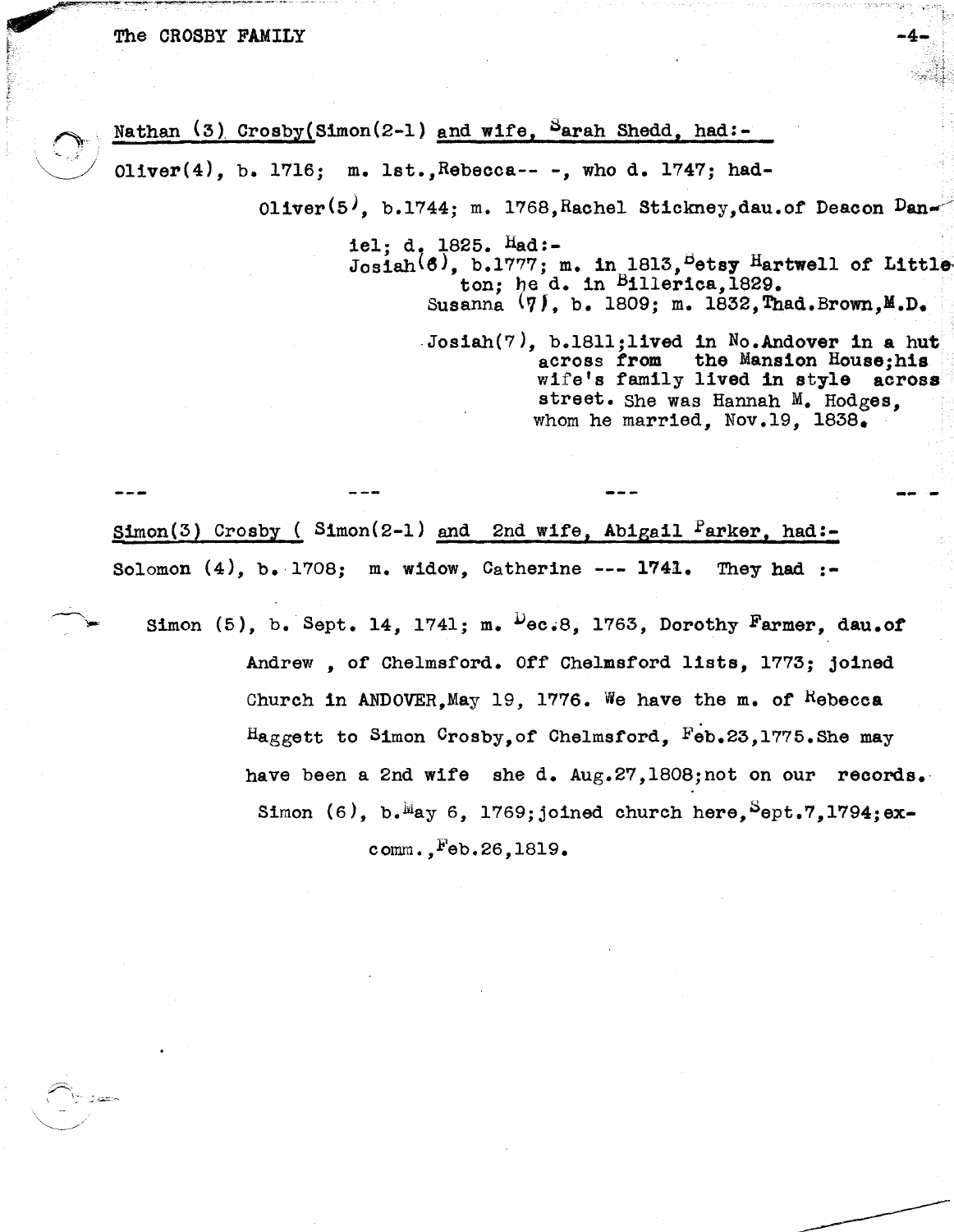Nathan (3) Crosby(Simon(2-1) and wife, Sarah Shedd, had:-

Oliver(4), b. 1716; m. 1st.,Rebecca-- -, who d. 1747; had-

Oliver(5), b.1744; m. 1768,Rachel Stickney,dau.of Deacon Daniel; d. 1825. Had:-

Josiah(6), b.1777; m. in 1813, Betsy Hartwell of Littleton; he d. in Billerica,1829.

Susanna (7), b. 1809; m. 1832,Thad.Brown,M.D.

Josiah(7), b.1811;lived in No.Andover in a hut across from the Mansion House;his wife's family lived in style across street. She was Hannah M. Hodges, whom he married, Nov.19, 1838.

--- --- --- ---

Simon(3) Crosby ( Simon(2-1) and 2nd wife, Abigail Parker, had:-

Solomon (4), b. 1708; m. widow, Catherine --- 1741. They had :-

Simon (5), b. Sept. 14, 1741; m. Dec.8, 1763, Dorothy Farmer, dau.of Andrew , of Chelmsford. Off Chelmsford lists, 1773; joined Church in ANDOVER,May 19, 1776. We have the m. of Rebecca Haggett to Simon Crosby,of Chelmsford, Feb.23,1775.She may have been a 2nd wife she d. Aug.27,1808;not on our records.

Simon (6), b.May 6, 1769;joined church here,Sept.7,1794;excomm.,Feb.26,1819.